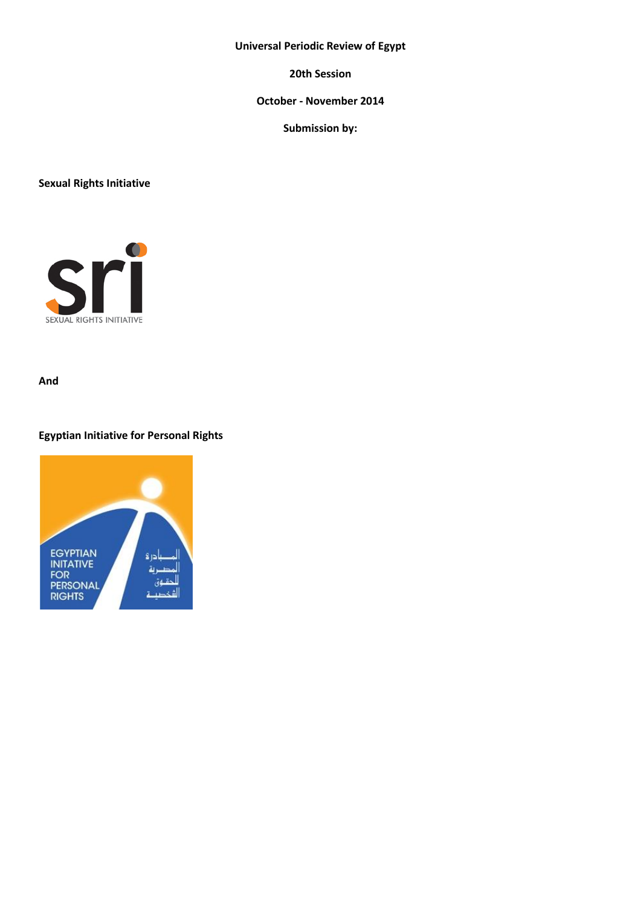**Universal Periodic Review of Egypt**

**20th Session**

**October - November 2014**

**Submission by:**

**Sexual Rights Initiative**

**And**

**Egyptian Initiative for Personal Rights**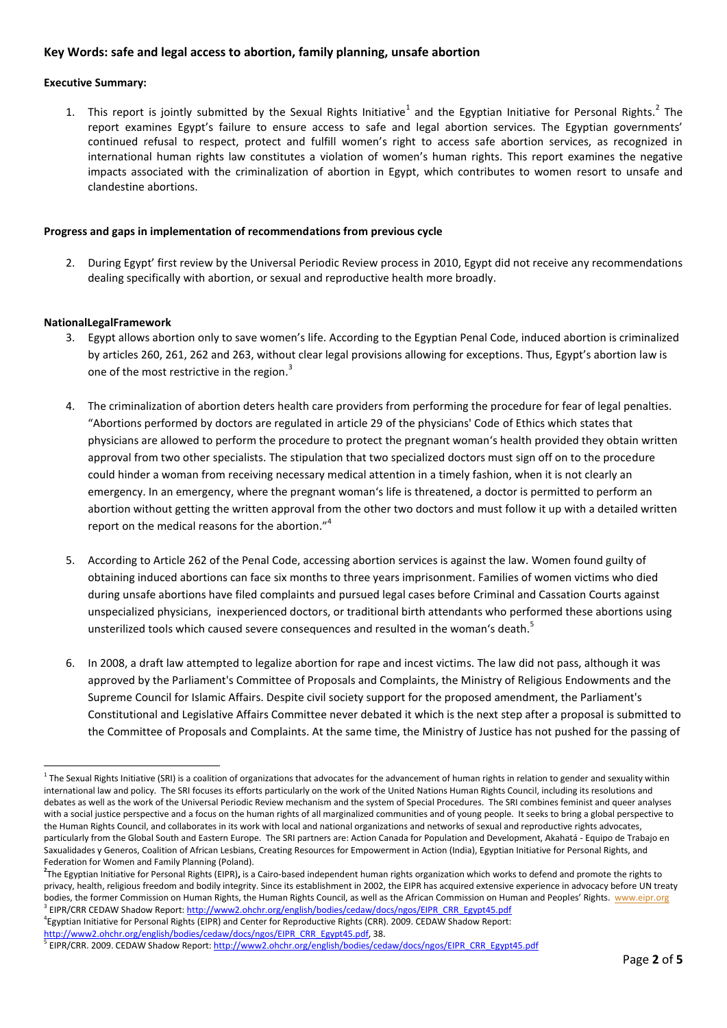**Key Words: safe and legal access to abortion, family planning, unsafe abortion**

**Executive Summary:**

1. This report is jointly submitted by the Sexual Rights Initiative[1] and the Egyptian Initiative for Personal Rights.[2] The report examines Egypt's failure to ensure access to safe and legal abortion services. The Egyptian governments' continued refusal to respect, protect and fulfill women's right to access safe abortion services, as recognized in international human rights law constitutes a violation of women's human rights. This report examines the negative impacts associated with the criminalization of abortion in Egypt, which contributes to women resort to unsafe and clandestine abortions.

**Progress and gaps in implementation of recommendations from previous cycle**

2. During Egypt' first review by the Universal Periodic Review process in 2010, Egypt did not receive any recommendations dealing specifically with abortion, or sexual and reproductive health more broadly.

**NationalLegalFramework**

3. Egypt allows abortion only to save women's life. According to the Egyptian Penal Code, induced abortion is criminalized by articles 260, 261, 262 and 263, without clear legal provisions allowing for exceptions. Thus, Egypt's abortion law is one of the most restrictive in the region.[3]

4. The criminalization of abortion deters health care providers from performing the procedure for fear of legal penalties. "Abortions performed by doctors are regulated in article 29 of the physicians' Code of Ethics which states that physicians are allowed to perform the procedure to protect the pregnant woman's health provided they obtain written approval from two other specialists. The stipulation that two specialized doctors must sign off on to the procedure could hinder a woman from receiving necessary medical attention in a timely fashion, when it is not clearly an emergency. In an emergency, where the pregnant woman's life is threatened, a doctor is permitted to perform an abortion without getting the written approval from the other two doctors and must follow it up with a detailed written report on the medical reasons for the abortion."[4]

5. According to Article 262 of the Penal Code, accessing abortion services is against the law. Women found guilty of obtaining induced abortions can face six months to three years imprisonment. Families of women victims who died during unsafe abortions have filed complaints and pursued legal cases before Criminal and Cassation Courts against unspecialized physicians, inexperienced doctors, or traditional birth attendants who performed these abortions using unsterilized tools which caused severe consequences and resulted in the woman's death.[5]

6. In 2008, a draft law attempted to legalize abortion for rape and incest victims. The law did not pass, although it was approved by the Parliament's Committee of Proposals and Complaints, the Ministry of Religious Endowments and the Supreme Council for Islamic Affairs. Despite civil society support for the proposed amendment, the Parliament's Constitutional and Legislative Affairs Committee never debated it which is the next step after a proposal is submitted to the Committee of Proposals and Complaints. At the same time, the Ministry of Justice has not pushed for the passing of

---

[1] The Sexual Rights Initiative (SRI) is a coalition of organizations that advocates for the advancement of human rights in relation to gender and sexuality within international law and policy. The SRI focuses its efforts particularly on the work of the United Nations Human Rights Council, including its resolutions and debates as well as the work of the Universal Periodic Review mechanism and the system of Special Procedures. The SRI combines feminist and queer analyses with a social justice perspective and a focus on the human rights of all marginalized communities and of young people. It seeks to bring a global perspective to the Human Rights Council, and collaborates in its work with local and national organizations and networks of sexual and reproductive rights advocates, particularly from the Global South and Eastern Europe. The SRI partners are: Action Canada for Population and Development, Akahatá - Equipo de Trabajo en Saxualidades y Generos, Coalition of African Lesbians, Creating Resources for Empowerment in Action (India), Egyptian Initiative for Personal Rights, and Federation for Women and Family Planning (Poland).

[2] The Egyptian Initiative for Personal Rights (EIPR), is a Cairo-based independent human rights organization which works to defend and promote the rights to privacy, health, religious freedom and bodily integrity. Since its establishment in 2002, the EIPR has acquired extensive experience in advocacy before UN treaty bodies, the former Commission on Human Rights, the Human Rights Council, as well as the African Commission on Human and Peoples' Rights. www.eipr.org

[3] EIPR/CRR CEDAW Shadow Report: http://www2.ohchr.org/english/bodies/cedaw/docs/ngos/EIPR_CRR_Egypt45.pdf

[4] Egyptian Initiative for Personal Rights (EIPR) and Center for Reproductive Rights (CRR). 2009. CEDAW Shadow Report: http://www2.ohchr.org/english/bodies/cedaw/docs/ngos/EIPR_CRR_Egypt45.pdf, 38.

[5] EIPR/CRR. 2009. CEDAW Shadow Report: http://www2.ohchr.org/english/bodies/cedaw/docs/ngos/EIPR_CRR_Egypt45.pdf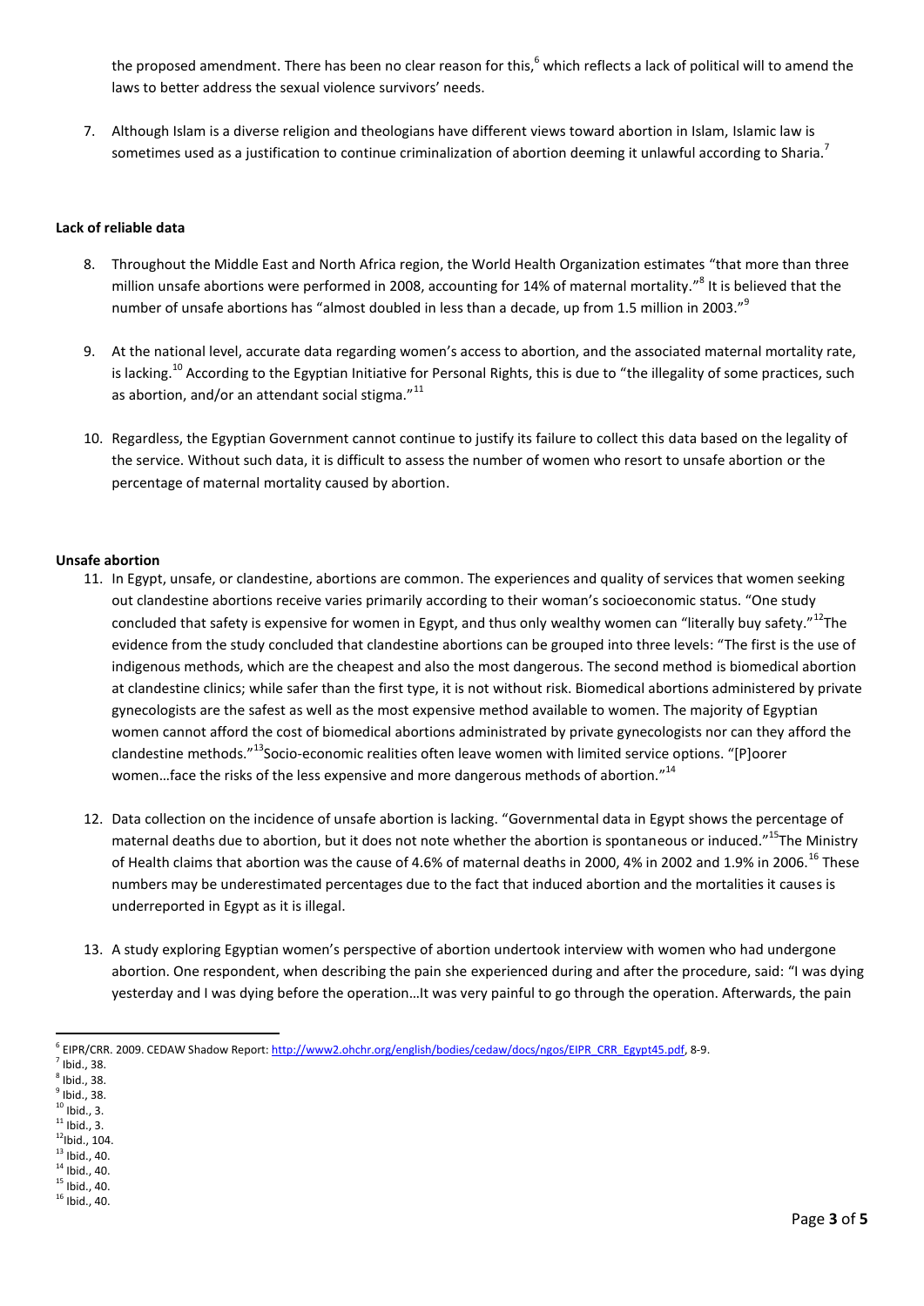the proposed amendment. There has been no clear reason for this,[6] which reflects a lack of political will to amend the laws to better address the sexual violence survivors' needs.

7. Although Islam is a diverse religion and theologians have different views toward abortion in Islam, Islamic law is sometimes used as a justification to continue criminalization of abortion deeming it unlawful according to Sharia.[7]

**Lack of reliable data**

8. Throughout the Middle East and North Africa region, the World Health Organization estimates "that more than three million unsafe abortions were performed in 2008, accounting for 14% of maternal mortality."[8] It is believed that the number of unsafe abortions has "almost doubled in less than a decade, up from 1.5 million in 2003."[9]

9. At the national level, accurate data regarding women's access to abortion, and the associated maternal mortality rate, is lacking.[10] According to the Egyptian Initiative for Personal Rights, this is due to "the illegality of some practices, such as abortion, and/or an attendant social stigma."[11]

10. Regardless, the Egyptian Government cannot continue to justify its failure to collect this data based on the legality of the service. Without such data, it is difficult to assess the number of women who resort to unsafe abortion or the percentage of maternal mortality caused by abortion.

**Unsafe abortion**

11. In Egypt, unsafe, or clandestine, abortions are common. The experiences and quality of services that women seeking out clandestine abortions receive varies primarily according to their woman's socioeconomic status. "One study concluded that safety is expensive for women in Egypt, and thus only wealthy women can "literally buy safety."[12]The evidence from the study concluded that clandestine abortions can be grouped into three levels: "The first is the use of indigenous methods, which are the cheapest and also the most dangerous. The second method is biomedical abortion at clandestine clinics; while safer than the first type, it is not without risk. Biomedical abortions administered by private gynecologists are the safest as well as the most expensive method available to women. The majority of Egyptian women cannot afford the cost of biomedical abortions administrated by private gynecologists nor can they afford the clandestine methods."[13]Socio-economic realities often leave women with limited service options. "[P]oorer women…face the risks of the less expensive and more dangerous methods of abortion."[14]

12. Data collection on the incidence of unsafe abortion is lacking. "Governmental data in Egypt shows the percentage of maternal deaths due to abortion, but it does not note whether the abortion is spontaneous or induced."[15]The Ministry of Health claims that abortion was the cause of 4.6% of maternal deaths in 2000, 4% in 2002 and 1.9% in 2006.[16] These numbers may be underestimated percentages due to the fact that induced abortion and the mortalities it causes is underreported in Egypt as it is illegal.

13. A study exploring Egyptian women's perspective of abortion undertook interview with women who had undergone abortion. One respondent, when describing the pain she experienced during and after the procedure, said: "I was dying yesterday and I was dying before the operation…It was very painful to go through the operation. Afterwards, the pain

---

[6] EIPR/CRR. 2009. CEDAW Shadow Report: http://www2.ohchr.org/english/bodies/cedaw/docs/ngos/EIPR_CRR_Egypt45.pdf, 8-9.
[7] Ibid., 38.
[8] Ibid., 38.
[9] Ibid., 38.
[10] Ibid., 3.
[11] Ibid., 3.
[12] Ibid., 104.
[13] Ibid., 40.
[14] Ibid., 40.
[15] Ibid., 40.
[16] Ibid., 40.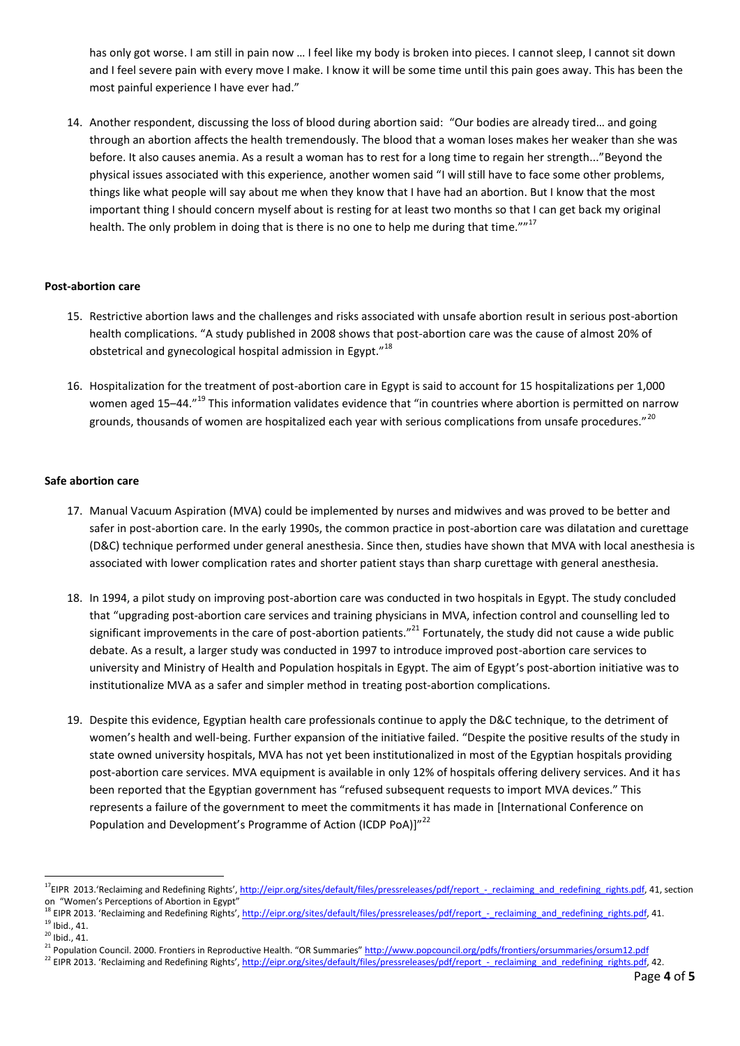has only got worse. I am still in pain now … I feel like my body is broken into pieces. I cannot sleep, I cannot sit down and I feel severe pain with every move I make. I know it will be some time until this pain goes away. This has been the most painful experience I have ever had."

14. Another respondent, discussing the loss of blood during abortion said: "Our bodies are already tired… and going through an abortion affects the health tremendously. The blood that a woman loses makes her weaker than she was before. It also causes anemia. As a result a woman has to rest for a long time to regain her strength..."Beyond the physical issues associated with this experience, another women said "I will still have to face some other problems, things like what people will say about me when they know that I have had an abortion. But I know that the most important thing I should concern myself about is resting for at least two months so that I can get back my original health. The only problem in doing that is there is no one to help me during that time.""[17]

**Post-abortion care**

15. Restrictive abortion laws and the challenges and risks associated with unsafe abortion result in serious post-abortion health complications. "A study published in 2008 shows that post-abortion care was the cause of almost 20% of obstetrical and gynecological hospital admission in Egypt."[18]

16. Hospitalization for the treatment of post-abortion care in Egypt is said to account for 15 hospitalizations per 1,000 women aged 15–44."[19] This information validates evidence that "in countries where abortion is permitted on narrow grounds, thousands of women are hospitalized each year with serious complications from unsafe procedures."[20]

**Safe abortion care**

17. Manual Vacuum Aspiration (MVA) could be implemented by nurses and midwives and was proved to be better and safer in post-abortion care. In the early 1990s, the common practice in post-abortion care was dilatation and curettage (D&C) technique performed under general anesthesia. Since then, studies have shown that MVA with local anesthesia is associated with lower complication rates and shorter patient stays than sharp curettage with general anesthesia.

18. In 1994, a pilot study on improving post-abortion care was conducted in two hospitals in Egypt. The study concluded that "upgrading post-abortion care services and training physicians in MVA, infection control and counselling led to significant improvements in the care of post-abortion patients."[21] Fortunately, the study did not cause a wide public debate. As a result, a larger study was conducted in 1997 to introduce improved post-abortion care services to university and Ministry of Health and Population hospitals in Egypt. The aim of Egypt's post-abortion initiative was to institutionalize MVA as a safer and simpler method in treating post-abortion complications.

19. Despite this evidence, Egyptian health care professionals continue to apply the D&C technique, to the detriment of women's health and well-being. Further expansion of the initiative failed. "Despite the positive results of the study in state owned university hospitals, MVA has not yet been institutionalized in most of the Egyptian hospitals providing post-abortion care services. MVA equipment is available in only 12% of hospitals offering delivery services. And it has been reported that the Egyptian government has "refused subsequent requests to import MVA devices." This represents a failure of the government to meet the commitments it has made in [International Conference on Population and Development's Programme of Action (ICDP PoA)]"[22]

---

[17] EIPR 2013.'Reclaiming and Redefining Rights', http://eipr.org/sites/default/files/pressreleases/pdf/report_-_reclaiming_and_redefining_rights.pdf, 41, section on "Women's Perceptions of Abortion in Egypt"

[18] EIPR 2013. 'Reclaiming and Redefining Rights', http://eipr.org/sites/default/files/pressreleases/pdf/report_-_reclaiming_and_redefining_rights.pdf, 41.

[19] Ibid., 41.

[20] Ibid., 41.

[21] Population Council. 2000. Frontiers in Reproductive Health. "OR Summaries" http://www.popcouncil.org/pdfs/frontiers/orsummaries/orsum12.pdf

[22] EIPR 2013. 'Reclaiming and Redefining Rights', http://eipr.org/sites/default/files/pressreleases/pdf/report_-_reclaiming_and_redefining_rights.pdf, 42.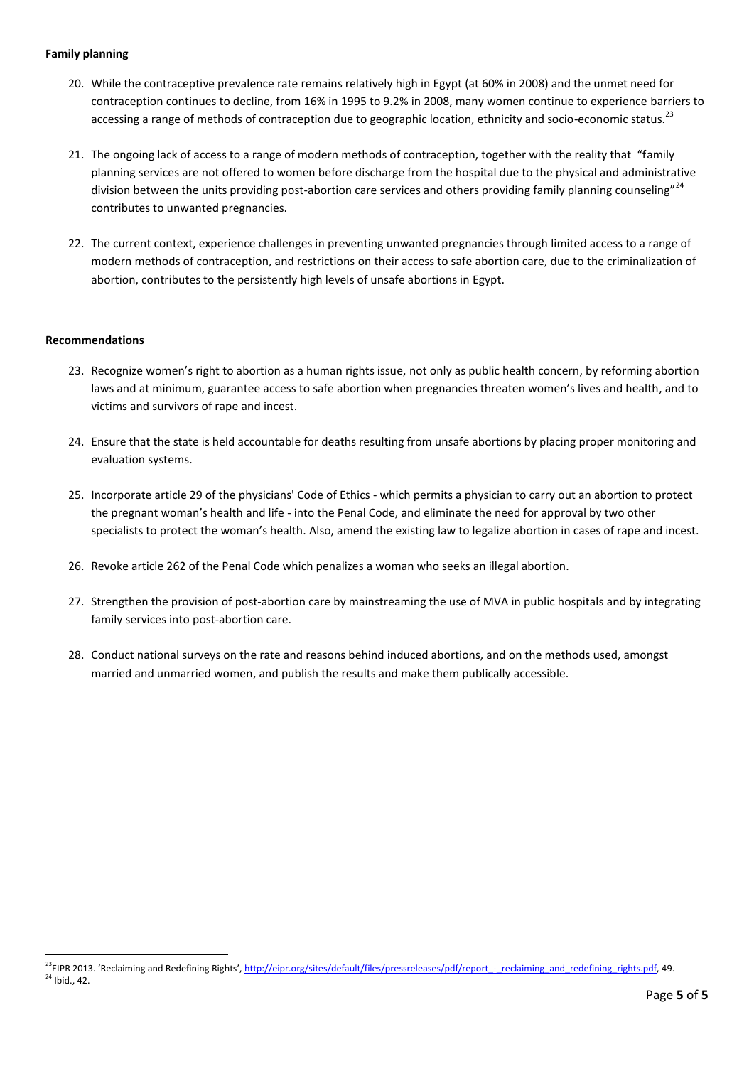**Family planning**

20. While the contraceptive prevalence rate remains relatively high in Egypt (at 60% in 2008) and the unmet need for contraception continues to decline, from 16% in 1995 to 9.2% in 2008, many women continue to experience barriers to accessing a range of methods of contraception due to geographic location, ethnicity and socio-economic status.[23]

21. The ongoing lack of access to a range of modern methods of contraception, together with the reality that "family planning services are not offered to women before discharge from the hospital due to the physical and administrative division between the units providing post-abortion care services and others providing family planning counseling"[24] contributes to unwanted pregnancies.

22. The current context, experience challenges in preventing unwanted pregnancies through limited access to a range of modern methods of contraception, and restrictions on their access to safe abortion care, due to the criminalization of abortion, contributes to the persistently high levels of unsafe abortions in Egypt.

**Recommendations**

23. Recognize women's right to abortion as a human rights issue, not only as public health concern, by reforming abortion laws and at minimum, guarantee access to safe abortion when pregnancies threaten women's lives and health, and to victims and survivors of rape and incest.

24. Ensure that the state is held accountable for deaths resulting from unsafe abortions by placing proper monitoring and evaluation systems.

25. Incorporate article 29 of the physicians' Code of Ethics - which permits a physician to carry out an abortion to protect the pregnant woman's health and life - into the Penal Code, and eliminate the need for approval by two other specialists to protect the woman's health. Also, amend the existing law to legalize abortion in cases of rape and incest.

26. Revoke article 262 of the Penal Code which penalizes a woman who seeks an illegal abortion.

27. Strengthen the provision of post-abortion care by mainstreaming the use of MVA in public hospitals and by integrating family services into post-abortion care.

28. Conduct national surveys on the rate and reasons behind induced abortions, and on the methods used, amongst married and unmarried women, and publish the results and make them publically accessible.

---

[23] EIPR 2013. 'Reclaiming and Redefining Rights', http://eipr.org/sites/default/files/pressreleases/pdf/report_-_reclaiming_and_redefining_rights.pdf, 49.

[24] Ibid., 42.